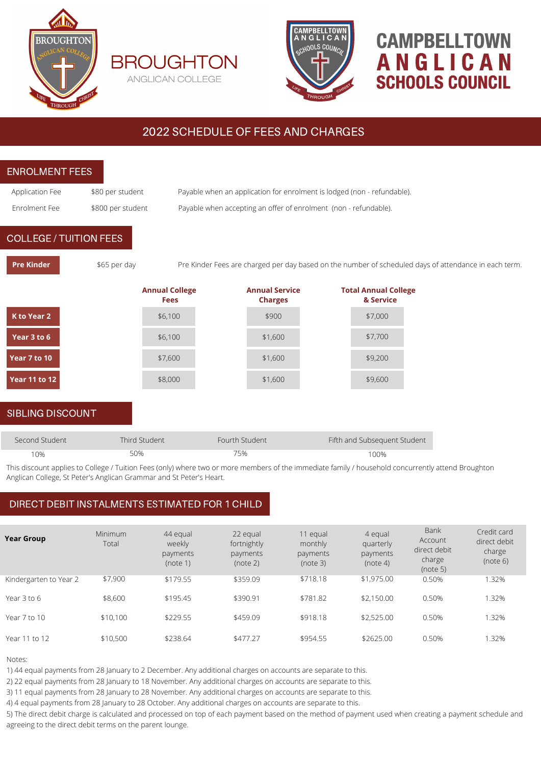BROUGHTON
ANGLICAN COLLEGE

CAMPBELLTOWN ANGLICAN SCHOOLS COUNCIL

# 2022 SCHEDULE OF FEES AND CHARGES

## ENROLMENT FEES

| | | |
|---|---|---|
| Application Fee | $80 per student | Payable when an application for enrolment is lodged (non - refundable). |
| Enrolment Fee | $800 per student | Payable when accepting an offer of enrolment (non - refundable). |

## COLLEGE / TUITION FEES

**Pre Kinder** $65 per day — Pre Kinder Fees are charged per day based on the number of scheduled days of attendance in each term.

| | Annual College Fees | Annual Service Charges | Total Annual College & Service |
|---|---|---|---|
| **K to Year 2** | $6,100 | $900 | $7,000 |
| **Year 3 to 6** | $6,100 | $1,600 | $7,700 |
| **Year 7 to 10** | $7,600 | $1,600 | $9,200 |
| **Year 11 to 12** | $8,000 | $1,600 | $9,600 |

## SIBLING DISCOUNT

| Second Student | Third Student | Fourth Student | Fifth and Subsequent Student |
|---|---|---|---|
| 10% | 50% | 75% | 100% |

This discount applies to College / Tuition Fees (only) where two or more members of the immediate family / household concurrently attend Broughton Anglican College, St Peter's Anglican Grammar and St Peter's Heart.

## DIRECT DEBIT INSTALMENTS ESTIMATED FOR 1 CHILD

| Year Group | Minimum Total | 44 equal weekly payments (note 1) | 22 equal fortnightly payments (note 2) | 11 equal monthly payments (note 3) | 4 equal quarterly payments (note 4) | Bank Account direct debit charge (note 5) | Credit card direct debit charge (note 6) |
|---|---|---|---|---|---|---|---|
| Kindergarten to Year 2 | $7,900 | $179.55 | $359.09 | $718.18 | $1,975.00 | 0.50% | 1.32% |
| Year 3 to 6 | $8,600 | $195.45 | $390.91 | $781.82 | $2,150.00 | 0.50% | 1.32% |
| Year 7 to 10 | $10,100 | $229.55 | $459.09 | $918.18 | $2,525.00 | 0.50% | 1.32% |
| Year 11 to 12 | $10,500 | $238.64 | $477.27 | $954.55 | $2625.00 | 0.50% | 1.32% |

Notes:
1) 44 equal payments from 28 January to 2 December. Any additional charges on accounts are separate to this.
2) 22 equal payments from 28 January to 18 November. Any additional charges on accounts are separate to this.
3) 11 equal payments from 28 January to 28 November. Any additional charges on accounts are separate to this.
4) 4 equal payments from 28 January to 28 October. Any additional charges on accounts are separate to this.
5) The direct debit charge is calculated and processed on top of each payment based on the method of payment used when creating a payment schedule and agreeing to the direct debit terms on the parent lounge.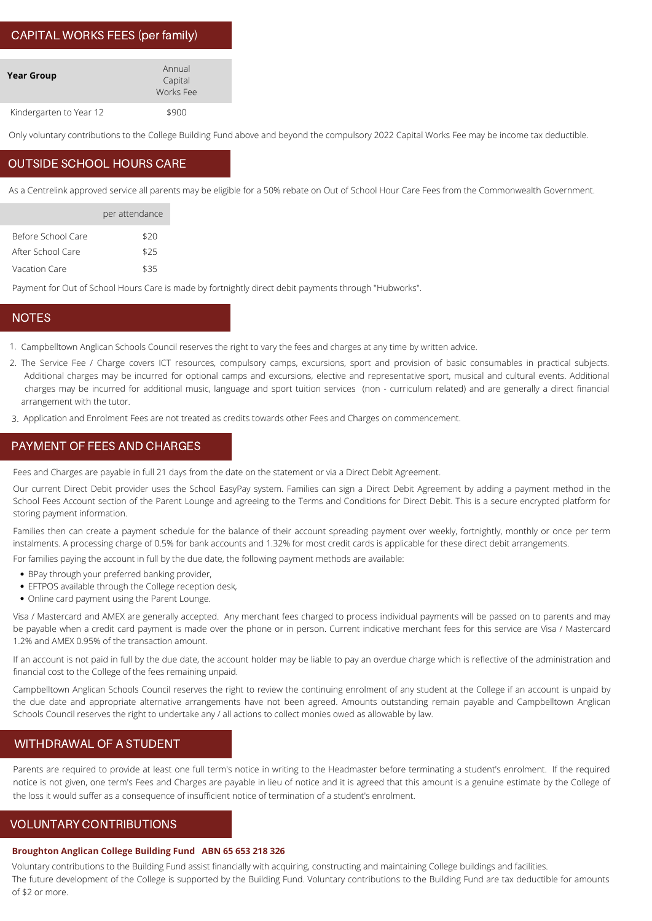## CAPITAL WORKS FEES (per family)

| Year Group | Annual Capital Works Fee |
|---|---|
| Kindergarten to Year 12 | $900 |

Only voluntary contributions to the College Building Fund above and beyond the compulsory 2022 Capital Works Fee may be income tax deductible.

## OUTSIDE SCHOOL HOURS CARE

As a Centrelink approved service all parents may be eligible for a 50% rebate on Out of School Hour Care Fees from the Commonwealth Government.

| | per attendance |
|---|---|
| Before School Care | $20 |
| After School Care | $25 |
| Vacation Care | $35 |

Payment for Out of School Hours Care is made by fortnightly direct debit payments through "Hubworks".

## NOTES

1. Campbelltown Anglican Schools Council reserves the right to vary the fees and charges at any time by written advice.
2. The Service Fee / Charge covers ICT resources, compulsory camps, excursions, sport and provision of basic consumables in practical subjects. Additional charges may be incurred for optional camps and excursions, elective and representative sport, musical and cultural events. Additional charges may be incurred for additional music, language and sport tuition services (non - curriculum related) and are generally a direct financial arrangement with the tutor.
3. Application and Enrolment Fees are not treated as credits towards other Fees and Charges on commencement.

## PAYMENT OF FEES AND CHARGES

Fees and Charges are payable in full 21 days from the date on the statement or via a Direct Debit Agreement.

Our current Direct Debit provider uses the School EasyPay system. Families can sign a Direct Debit Agreement by adding a payment method in the School Fees Account section of the Parent Lounge and agreeing to the Terms and Conditions for Direct Debit. This is a secure encrypted platform for storing payment information.

Families then can create a payment schedule for the balance of their account spreading payment over weekly, fortnightly, monthly or once per term instalments. A processing charge of 0.5% for bank accounts and 1.32% for most credit cards is applicable for these direct debit arrangements.

For families paying the account in full by the due date, the following payment methods are available:

- BPay through your preferred banking provider,
- EFTPOS available through the College reception desk,
- Online card payment using the Parent Lounge.

Visa / Mastercard and AMEX are generally accepted. Any merchant fees charged to process individual payments will be passed on to parents and may be payable when a credit card payment is made over the phone or in person. Current indicative merchant fees for this service are Visa / Mastercard 1.2% and AMEX 0.95% of the transaction amount.

If an account is not paid in full by the due date, the account holder may be liable to pay an overdue charge which is reflective of the administration and financial cost to the College of the fees remaining unpaid.

Campbelltown Anglican Schools Council reserves the right to review the continuing enrolment of any student at the College if an account is unpaid by the due date and appropriate alternative arrangements have not been agreed. Amounts outstanding remain payable and Campbelltown Anglican Schools Council reserves the right to undertake any / all actions to collect monies owed as allowable by law.

## WITHDRAWAL OF A STUDENT

Parents are required to provide at least one full term's notice in writing to the Headmaster before terminating a student's enrolment. If the required notice is not given, one term's Fees and Charges are payable in lieu of notice and it is agreed that this amount is a genuine estimate by the College of the loss it would suffer as a consequence of insufficient notice of termination of a student's enrolment.

## VOLUNTARY CONTRIBUTIONS

**Broughton Anglican College Building Fund ABN 65 653 218 326**

Voluntary contributions to the Building Fund assist financially with acquiring, constructing and maintaining College buildings and facilities.
The future development of the College is supported by the Building Fund. Voluntary contributions to the Building Fund are tax deductible for amounts of $2 or more.